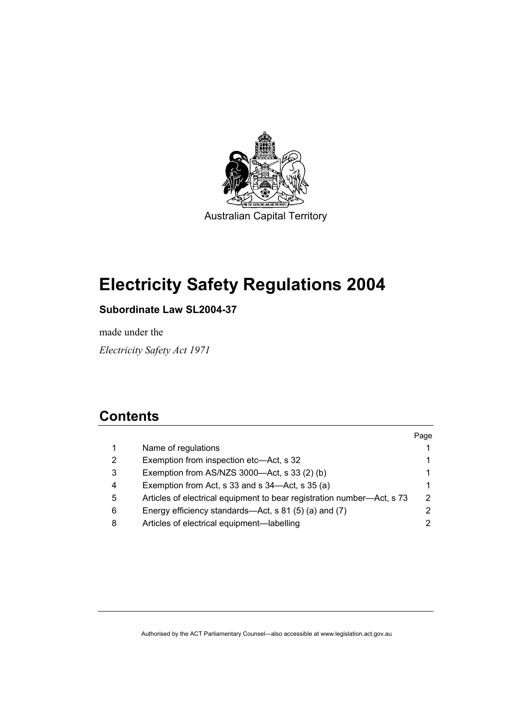Australian Capital Territory

# Electricity Safety Regulations 2004

**Subordinate Law SL2004-37**

made under the

*Electricity Safety Act 1971*

## Contents

| | | Page |
|---|---|---|
| 1 | Name of regulations | 1 |
| 2 | Exemption from inspection etc—Act, s 32 | 1 |
| 3 | Exemption from AS/NZS 3000—Act, s 33 (2) (b) | 1 |
| 4 | Exemption from Act, s 33 and s 34—Act, s 35 (a) | 1 |
| 5 | Articles of electrical equipment to bear registration number—Act, s 73 | 2 |
| 6 | Energy efficiency standards—Act, s 81 (5) (a) and (7) | 2 |
| 8 | Articles of electrical equipment—labelling | 2 |

Authorised by the ACT Parliamentary Counsel—also accessible at www.legislation.act.gov.au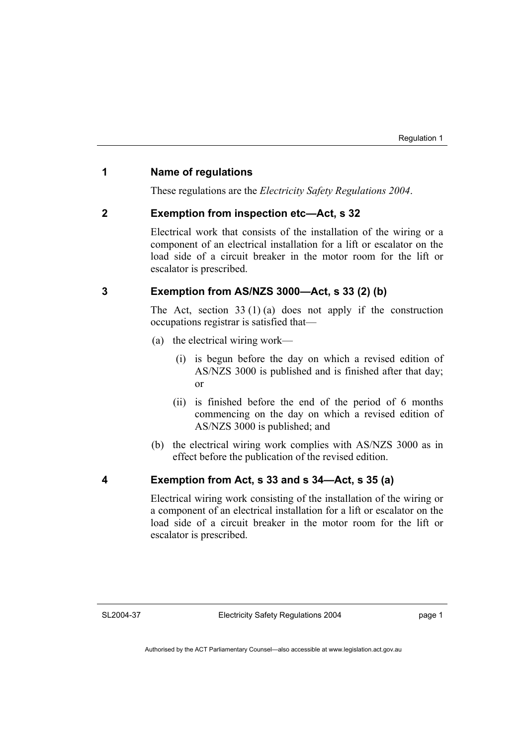## 1 Name of regulations

These regulations are the *Electricity Safety Regulations 2004*.

## 2 Exemption from inspection etc—Act, s 32

Electrical work that consists of the installation of the wiring or a component of an electrical installation for a lift or escalator on the load side of a circuit breaker in the motor room for the lift or escalator is prescribed.

## 3 Exemption from AS/NZS 3000—Act, s 33 (2) (b)

The Act, section 33 (1) (a) does not apply if the construction occupations registrar is satisfied that—

(a) the electrical wiring work—

  (i) is begun before the day on which a revised edition of AS/NZS 3000 is published and is finished after that day; or

  (ii) is finished before the end of the period of 6 months commencing on the day on which a revised edition of AS/NZS 3000 is published; and

(b) the electrical wiring work complies with AS/NZS 3000 as in effect before the publication of the revised edition.

## 4 Exemption from Act, s 33 and s 34—Act, s 35 (a)

Electrical wiring work consisting of the installation of the wiring or a component of an electrical installation for a lift or escalator on the load side of a circuit breaker in the motor room for the lift or escalator is prescribed.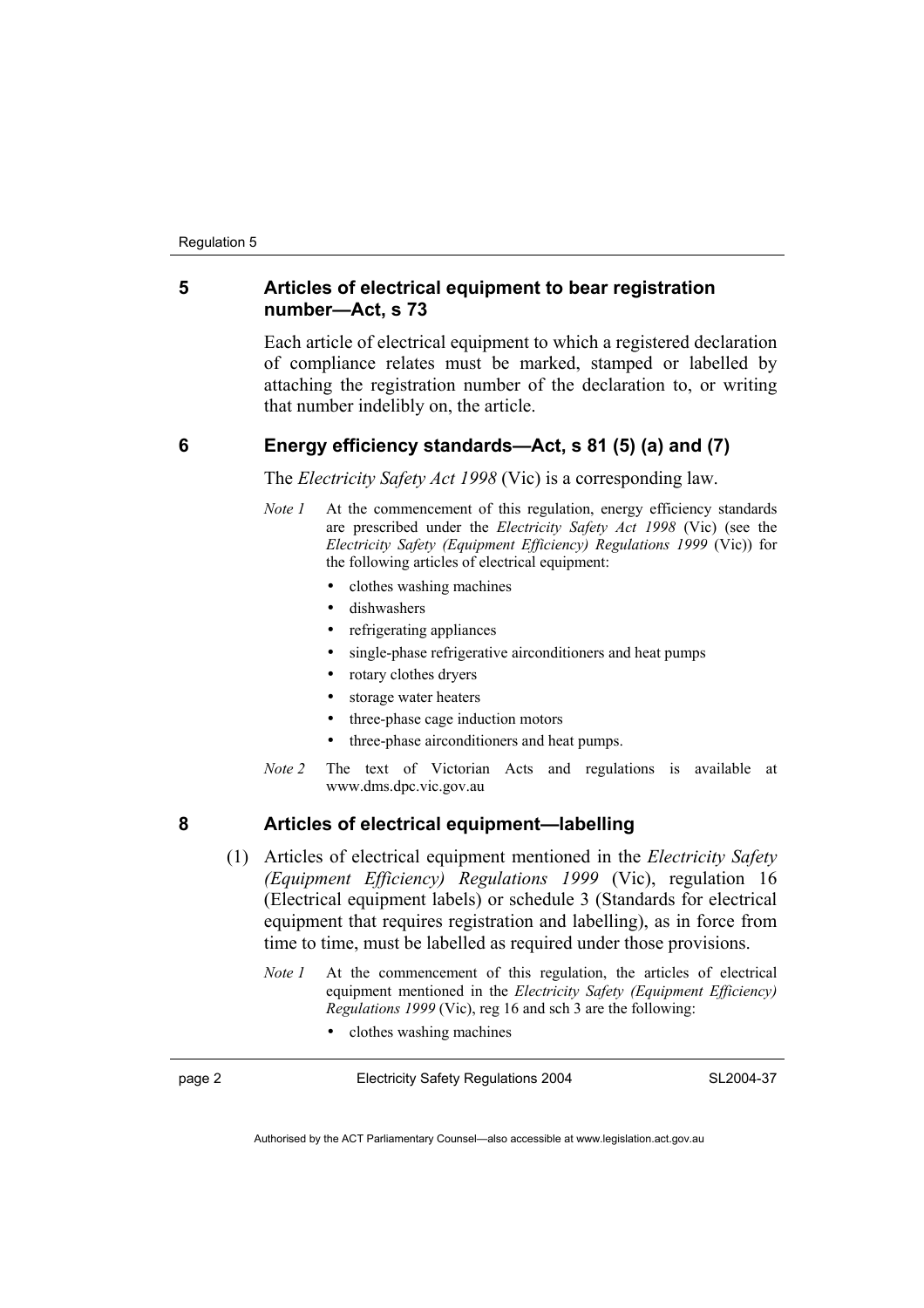## 5 Articles of electrical equipment to bear registration number—Act, s 73

Each article of electrical equipment to which a registered declaration of compliance relates must be marked, stamped or labelled by attaching the registration number of the declaration to, or writing that number indelibly on, the article.

## 6 Energy efficiency standards—Act, s 81 (5) (a) and (7)

The *Electricity Safety Act 1998* (Vic) is a corresponding law.

*Note 1* At the commencement of this regulation, energy efficiency standards are prescribed under the *Electricity Safety Act 1998* (Vic) (see the *Electricity Safety (Equipment Efficiency) Regulations 1999* (Vic)) for the following articles of electrical equipment:

- clothes washing machines
- dishwashers
- refrigerating appliances
- single-phase refrigerative airconditioners and heat pumps
- rotary clothes dryers
- storage water heaters
- three-phase cage induction motors
- three-phase airconditioners and heat pumps.

*Note 2* The text of Victorian Acts and regulations is available at www.dms.dpc.vic.gov.au

## 8 Articles of electrical equipment—labelling

(1) Articles of electrical equipment mentioned in the *Electricity Safety (Equipment Efficiency) Regulations 1999* (Vic), regulation 16 (Electrical equipment labels) or schedule 3 (Standards for electrical equipment that requires registration and labelling), as in force from time to time, must be labelled as required under those provisions.

*Note 1* At the commencement of this regulation, the articles of electrical equipment mentioned in the *Electricity Safety (Equipment Efficiency) Regulations 1999* (Vic), reg 16 and sch 3 are the following:

- clothes washing machines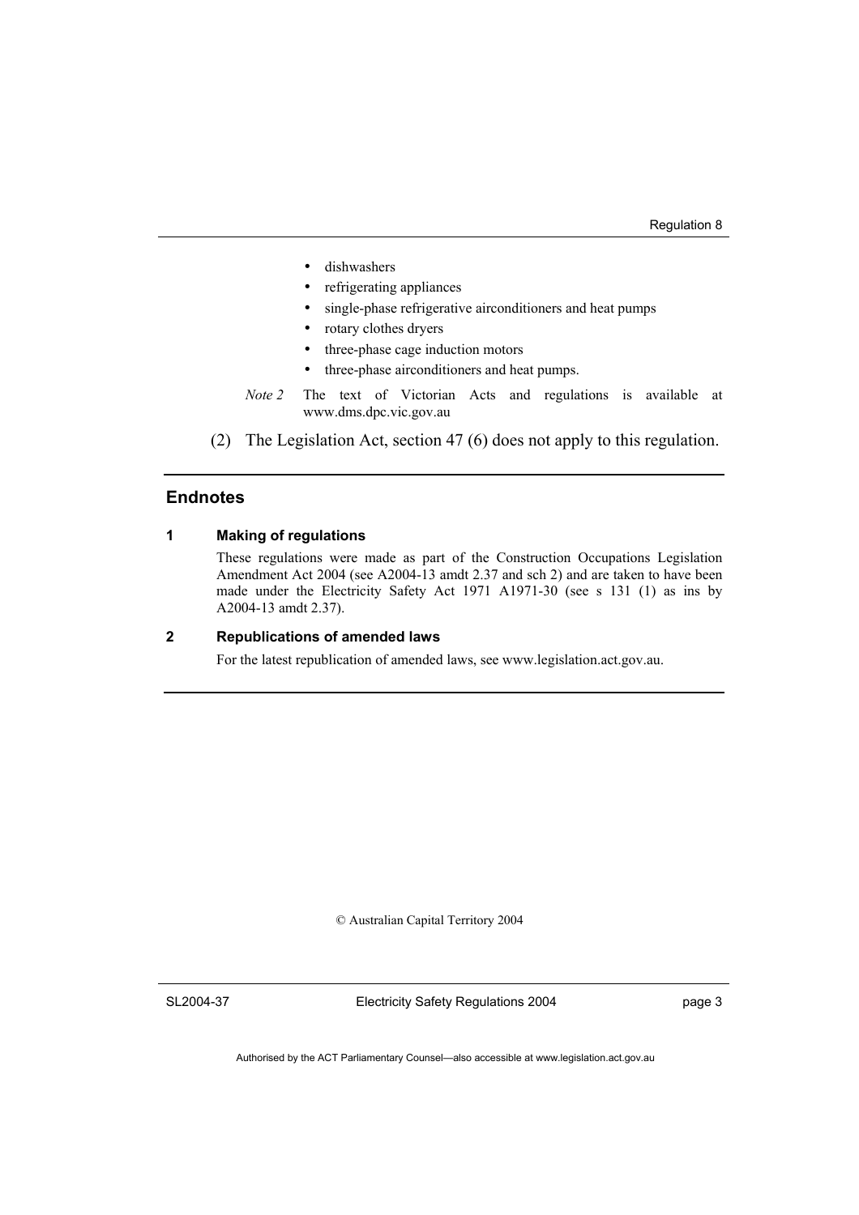- dishwashers
- refrigerating appliances
- single-phase refrigerative airconditioners and heat pumps
- rotary clothes dryers
- three-phase cage induction motors
- three-phase airconditioners and heat pumps.

*Note 2* The text of Victorian Acts and regulations is available at www.dms.dpc.vic.gov.au

(2) The Legislation Act, section 47 (6) does not apply to this regulation.

## Endnotes

### 1 Making of regulations

These regulations were made as part of the Construction Occupations Legislation Amendment Act 2004 (see A2004-13 amdt 2.37 and sch 2) and are taken to have been made under the Electricity Safety Act 1971 A1971-30 (see s 131 (1) as ins by A2004-13 amdt 2.37).

### 2 Republications of amended laws

For the latest republication of amended laws, see www.legislation.act.gov.au.

© Australian Capital Territory 2004